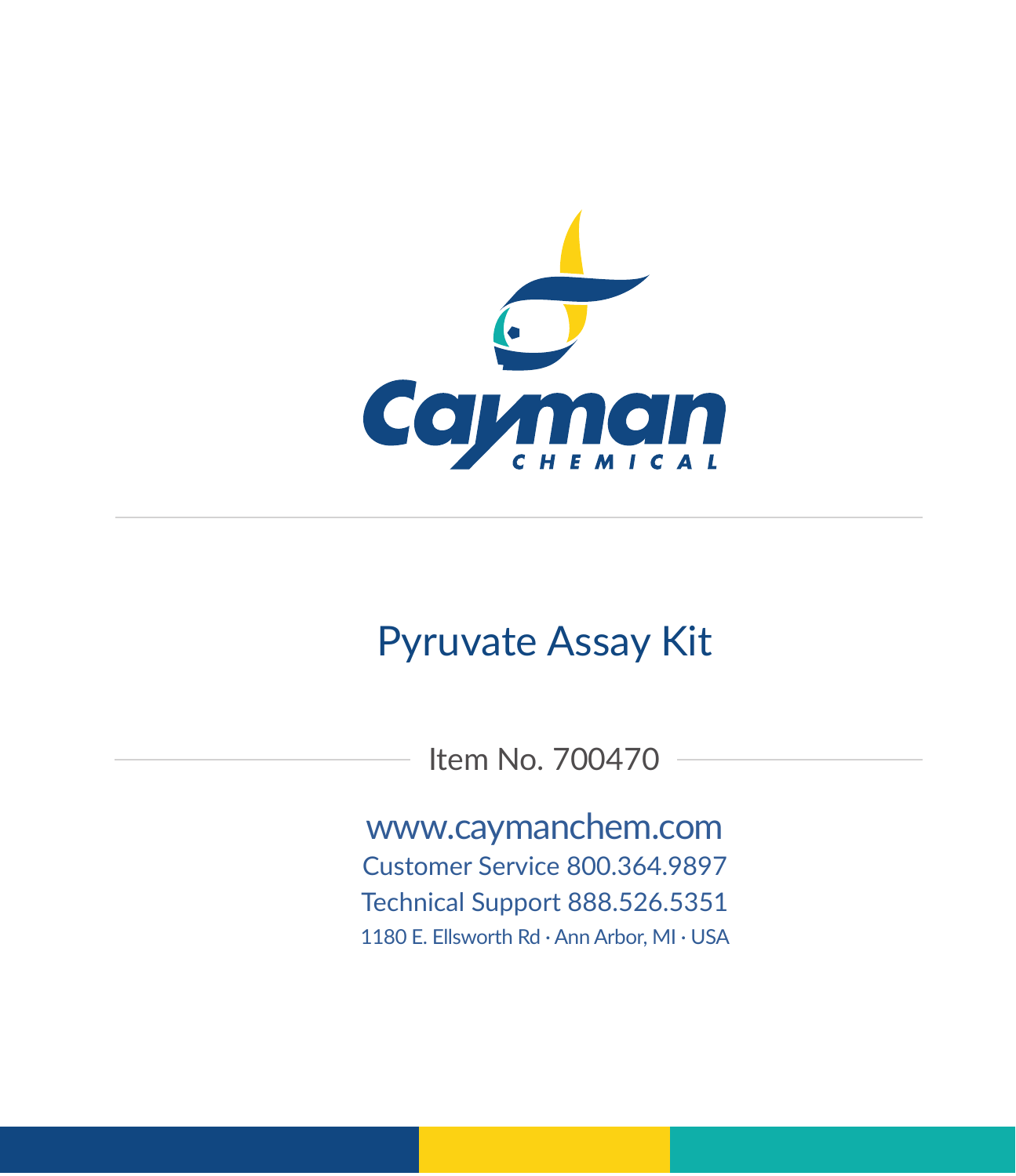Cayman CHEMICAL

# Pyruvate Assay Kit

Item No. 700470

www.caymanchem.com

Customer Service 800.364.9897

Technical Support 888.526.5351

1180 E. Ellsworth Rd · Ann Arbor, MI · USA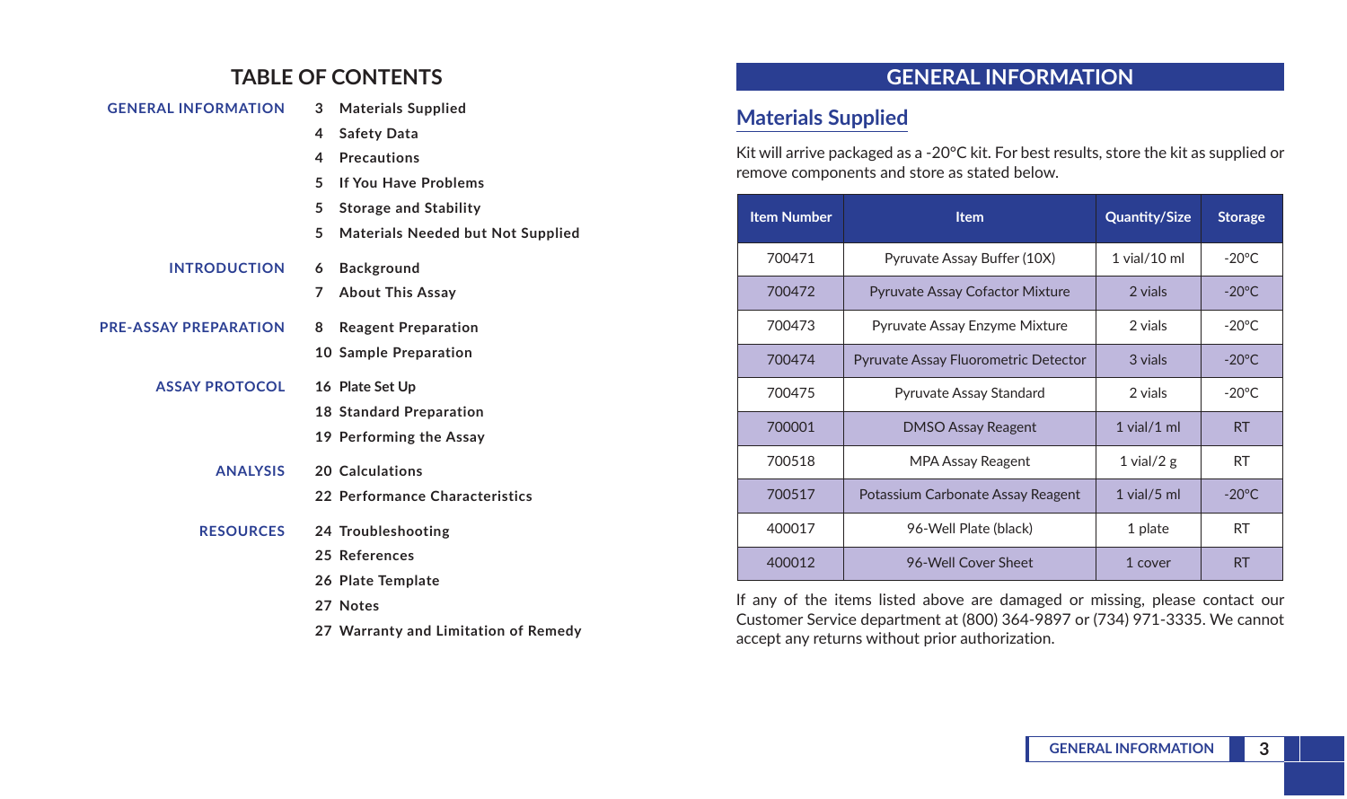# TABLE OF CONTENTS

**GENERAL INFORMATION**
- 3 Materials Supplied
- 4 Safety Data
- 4 Precautions
- 5 If You Have Problems
- 5 Storage and Stability
- 5 Materials Needed but Not Supplied

**INTRODUCTION**
- 6 Background
- 7 About This Assay

**PRE-ASSAY PREPARATION**
- 8 Reagent Preparation
- 10 Sample Preparation

**ASSAY PROTOCOL**
- 16 Plate Set Up
- 18 Standard Preparation
- 19 Performing the Assay

**ANALYSIS**
- 20 Calculations
- 22 Performance Characteristics

**RESOURCES**
- 24 Troubleshooting
- 25 References
- 26 Plate Template
- 27 Notes
- 27 Warranty and Limitation of Remedy

# GENERAL INFORMATION

## Materials Supplied

Kit will arrive packaged as a -20°C kit. For best results, store the kit as supplied or remove components and store as stated below.

| Item Number | Item | Quantity/Size | Storage |
|---|---|---|---|
| 700471 | Pyruvate Assay Buffer (10X) | 1 vial/10 ml | -20°C |
| 700472 | Pyruvate Assay Cofactor Mixture | 2 vials | -20°C |
| 700473 | Pyruvate Assay Enzyme Mixture | 2 vials | -20°C |
| 700474 | Pyruvate Assay Fluorometric Detector | 3 vials | -20°C |
| 700475 | Pyruvate Assay Standard | 2 vials | -20°C |
| 700001 | DMSO Assay Reagent | 1 vial/1 ml | RT |
| 700518 | MPA Assay Reagent | 1 vial/2 g | RT |
| 700517 | Potassium Carbonate Assay Reagent | 1 vial/5 ml | -20°C |
| 400017 | 96-Well Plate (black) | 1 plate | RT |
| 400012 | 96-Well Cover Sheet | 1 cover | RT |

If any of the items listed above are damaged or missing, please contact our Customer Service department at (800) 364-9897 or (734) 971-3335. We cannot accept any returns without prior authorization.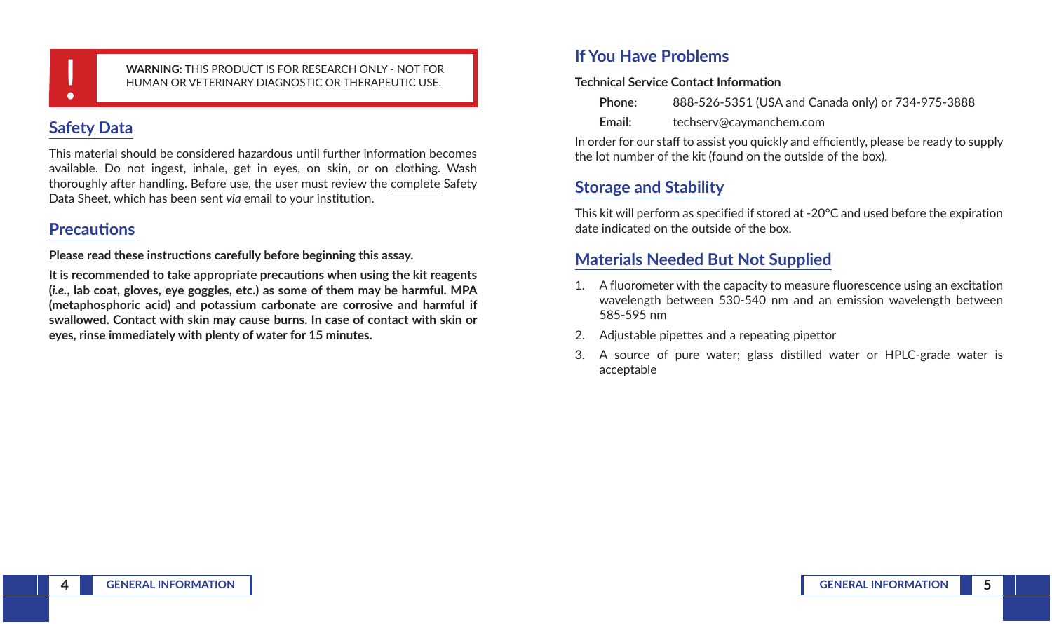> **WARNING:** THIS PRODUCT IS FOR RESEARCH ONLY - NOT FOR HUMAN OR VETERINARY DIAGNOSTIC OR THERAPEUTIC USE.

## Safety Data

This material should be considered hazardous until further information becomes available. Do not ingest, inhale, get in eyes, on skin, or on clothing. Wash thoroughly after handling. Before use, the user must review the complete Safety Data Sheet, which has been sent *via* email to your institution.

## Precautions

**Please read these instructions carefully before beginning this assay.**

**It is recommended to take appropriate precautions when using the kit reagents (*i.e.*, lab coat, gloves, eye goggles, etc.) as some of them may be harmful. MPA (metaphosphoric acid) and potassium carbonate are corrosive and harmful if swallowed. Contact with skin may cause burns. In case of contact with skin or eyes, rinse immediately with plenty of water for 15 minutes.**

## If You Have Problems

**Technical Service Contact Information**

**Phone:** 888-526-5351 (USA and Canada only) or 734-975-3888

**Email:** techserv@caymanchem.com

In order for our staff to assist you quickly and efficiently, please be ready to supply the lot number of the kit (found on the outside of the box).

## Storage and Stability

This kit will perform as specified if stored at -20°C and used before the expiration date indicated on the outside of the box.

## Materials Needed But Not Supplied

1. A fluorometer with the capacity to measure fluorescence using an excitation wavelength between 530-540 nm and an emission wavelength between 585-595 nm
2. Adjustable pipettes and a repeating pipettor
3. A source of pure water; glass distilled water or HPLC-grade water is acceptable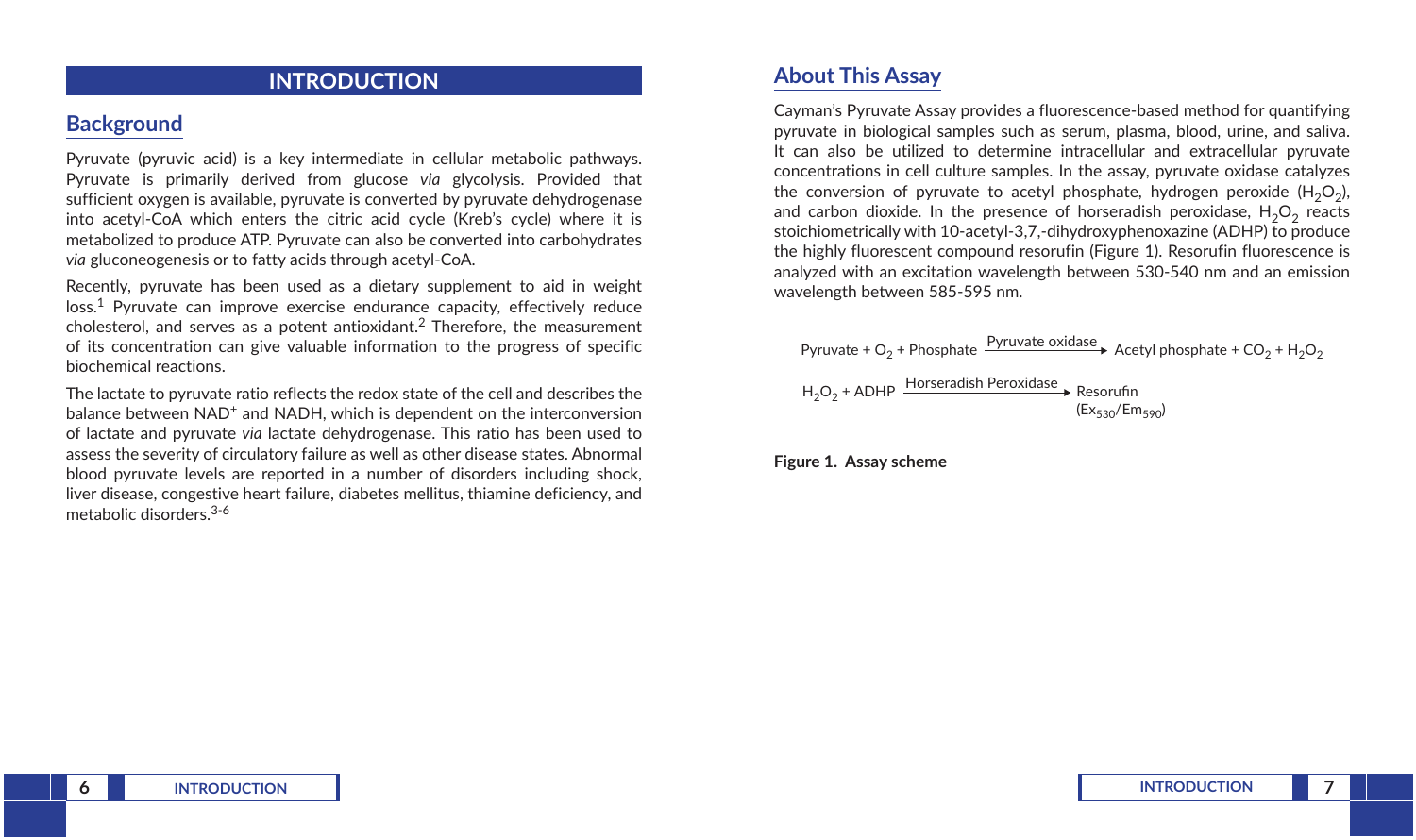# INTRODUCTION

## Background

Pyruvate (pyruvic acid) is a key intermediate in cellular metabolic pathways. Pyruvate is primarily derived from glucose *via* glycolysis. Provided that sufficient oxygen is available, pyruvate is converted by pyruvate dehydrogenase into acetyl-CoA which enters the citric acid cycle (Kreb's cycle) where it is metabolized to produce ATP. Pyruvate can also be converted into carbohydrates *via* gluconeogenesis or to fatty acids through acetyl-CoA.

Recently, pyruvate has been used as a dietary supplement to aid in weight loss.[1] Pyruvate can improve exercise endurance capacity, effectively reduce cholesterol, and serves as a potent antioxidant.[2] Therefore, the measurement of its concentration can give valuable information to the progress of specific biochemical reactions.

The lactate to pyruvate ratio reflects the redox state of the cell and describes the balance between $NAD^+$ and NADH, which is dependent on the interconversion of lactate and pyruvate *via* lactate dehydrogenase. This ratio has been used to assess the severity of circulatory failure as well as other disease states. Abnormal blood pyruvate levels are reported in a number of disorders including shock, liver disease, congestive heart failure, diabetes mellitus, thiamine deficiency, and metabolic disorders.[3-6]

## About This Assay

Cayman's Pyruvate Assay provides a fluorescence-based method for quantifying pyruvate in biological samples such as serum, plasma, blood, urine, and saliva. It can also be utilized to determine intracellular and extracellular pyruvate concentrations in cell culture samples. In the assay, pyruvate oxidase catalyzes the conversion of pyruvate to acetyl phosphate, hydrogen peroxide ($H_2O_2$), and carbon dioxide. In the presence of horseradish peroxidase, $H_2O_2$ reacts stoichiometrically with 10-acetyl-3,7,-dihydroxyphenoxazine (ADHP) to produce the highly fluorescent compound resorufin (Figure 1). Resorufin fluorescence is analyzed with an excitation wavelength between 530-540 nm and an emission wavelength between 585-595 nm.

$$\text{Pyruvate} + O_2 + \text{Phosphate} \xrightarrow{\text{Pyruvate oxidase}} \text{Acetyl phosphate} + CO_2 + H_2O_2$$

$$H_2O_2 + \text{ADHP} \xrightarrow{\text{Horseradish Peroxidase}} \text{Resorufin } (Ex_{530}/Em_{590})$$

**Figure 1. Assay scheme**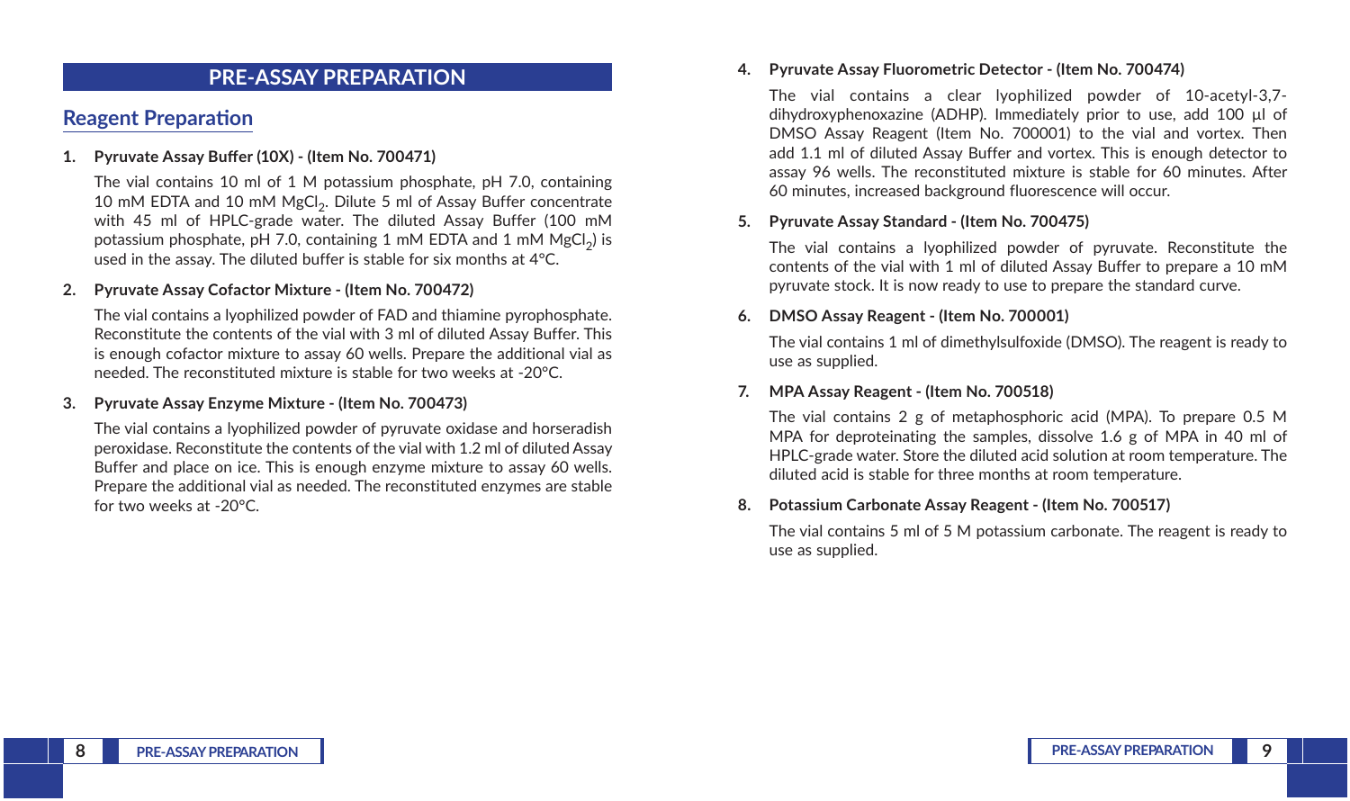# PRE-ASSAY PREPARATION

## Reagent Preparation

1. **Pyruvate Assay Buffer (10X) - (Item No. 700471)**

   The vial contains 10 ml of 1 M potassium phosphate, pH 7.0, containing 10 mM EDTA and 10 mM $MgCl_2$. Dilute 5 ml of Assay Buffer concentrate with 45 ml of HPLC-grade water. The diluted Assay Buffer (100 mM potassium phosphate, pH 7.0, containing 1 mM EDTA and 1 mM $MgCl_2$) is used in the assay. The diluted buffer is stable for six months at 4°C.

2. **Pyruvate Assay Cofactor Mixture - (Item No. 700472)**

   The vial contains a lyophilized powder of FAD and thiamine pyrophosphate. Reconstitute the contents of the vial with 3 ml of diluted Assay Buffer. This is enough cofactor mixture to assay 60 wells. Prepare the additional vial as needed. The reconstituted mixture is stable for two weeks at -20°C.

3. **Pyruvate Assay Enzyme Mixture - (Item No. 700473)**

   The vial contains a lyophilized powder of pyruvate oxidase and horseradish peroxidase. Reconstitute the contents of the vial with 1.2 ml of diluted Assay Buffer and place on ice. This is enough enzyme mixture to assay 60 wells. Prepare the additional vial as needed. The reconstituted enzymes are stable for two weeks at -20°C.

4. **Pyruvate Assay Fluorometric Detector - (Item No. 700474)**

   The vial contains a clear lyophilized powder of 10-acetyl-3,7-dihydroxyphenoxazine (ADHP). Immediately prior to use, add 100 µl of DMSO Assay Reagent (Item No. 700001) to the vial and vortex. Then add 1.1 ml of diluted Assay Buffer and vortex. This is enough detector to assay 96 wells. The reconstituted mixture is stable for 60 minutes. After 60 minutes, increased background fluorescence will occur.

5. **Pyruvate Assay Standard - (Item No. 700475)**

   The vial contains a lyophilized powder of pyruvate. Reconstitute the contents of the vial with 1 ml of diluted Assay Buffer to prepare a 10 mM pyruvate stock. It is now ready to use to prepare the standard curve.

6. **DMSO Assay Reagent - (Item No. 700001)**

   The vial contains 1 ml of dimethylsulfoxide (DMSO). The reagent is ready to use as supplied.

7. **MPA Assay Reagent - (Item No. 700518)**

   The vial contains 2 g of metaphosphoric acid (MPA). To prepare 0.5 M MPA for deproteinating the samples, dissolve 1.6 g of MPA in 40 ml of HPLC-grade water. Store the diluted acid solution at room temperature. The diluted acid is stable for three months at room temperature.

8. **Potassium Carbonate Assay Reagent - (Item No. 700517)**

   The vial contains 5 ml of 5 M potassium carbonate. The reagent is ready to use as supplied.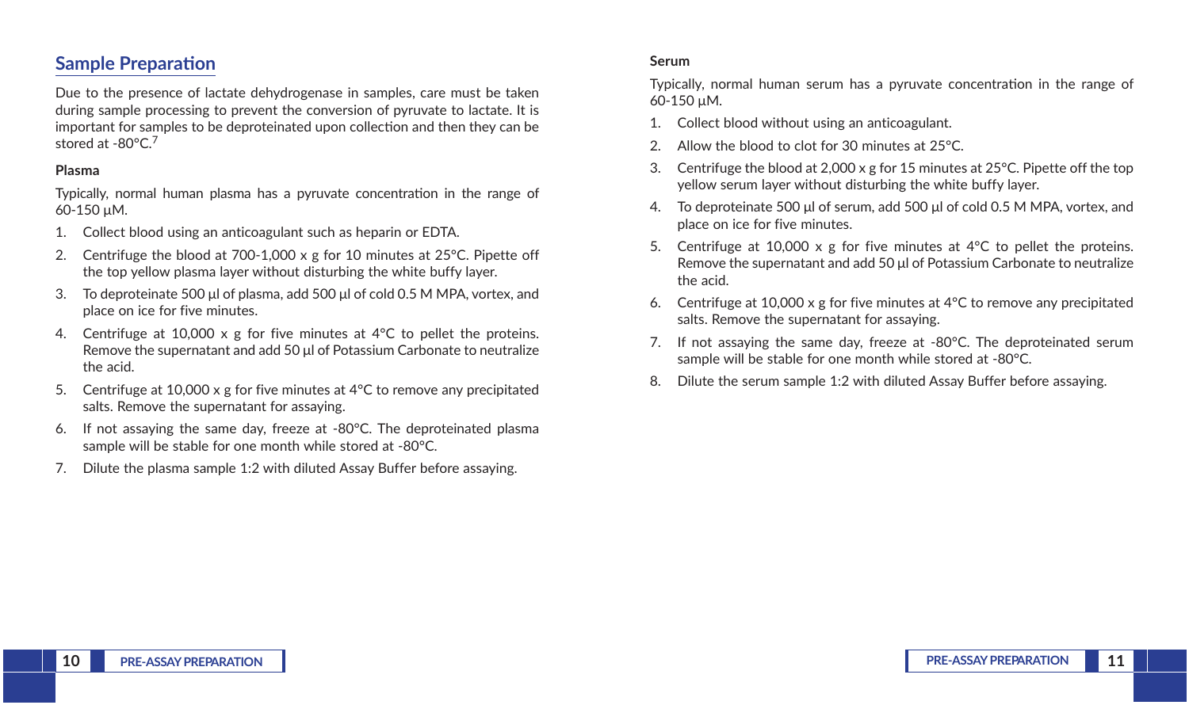## Sample Preparation

Due to the presence of lactate dehydrogenase in samples, care must be taken during sample processing to prevent the conversion of pyruvate to lactate. It is important for samples to be deproteinated upon collection and then they can be stored at -80°C.[7]

**Plasma**

Typically, normal human plasma has a pyruvate concentration in the range of 60-150 µM.

1. Collect blood using an anticoagulant such as heparin or EDTA.
2. Centrifuge the blood at 700-1,000 x g for 10 minutes at 25°C. Pipette off the top yellow plasma layer without disturbing the white buffy layer.
3. To deproteinate 500 µl of plasma, add 500 µl of cold 0.5 M MPA, vortex, and place on ice for five minutes.
4. Centrifuge at 10,000 x g for five minutes at 4°C to pellet the proteins. Remove the supernatant and add 50 µl of Potassium Carbonate to neutralize the acid.
5. Centrifuge at 10,000 x g for five minutes at 4°C to remove any precipitated salts. Remove the supernatant for assaying.
6. If not assaying the same day, freeze at -80°C. The deproteinated plasma sample will be stable for one month while stored at -80°C.
7. Dilute the plasma sample 1:2 with diluted Assay Buffer before assaying.

**Serum**

Typically, normal human serum has a pyruvate concentration in the range of 60-150 µM.

1. Collect blood without using an anticoagulant.
2. Allow the blood to clot for 30 minutes at 25°C.
3. Centrifuge the blood at 2,000 x g for 15 minutes at 25°C. Pipette off the top yellow serum layer without disturbing the white buffy layer.
4. To deproteinate 500 µl of serum, add 500 µl of cold 0.5 M MPA, vortex, and place on ice for five minutes.
5. Centrifuge at 10,000 x g for five minutes at 4°C to pellet the proteins. Remove the supernatant and add 50 µl of Potassium Carbonate to neutralize the acid.
6. Centrifuge at 10,000 x g for five minutes at 4°C to remove any precipitated salts. Remove the supernatant for assaying.
7. If not assaying the same day, freeze at -80°C. The deproteinated serum sample will be stable for one month while stored at -80°C.
8. Dilute the serum sample 1:2 with diluted Assay Buffer before assaying.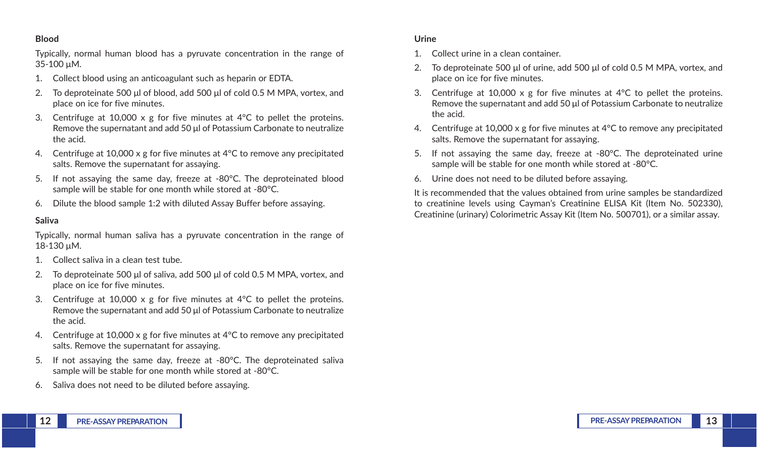### Blood

Typically, normal human blood has a pyruvate concentration in the range of 35-100 µM.

1. Collect blood using an anticoagulant such as heparin or EDTA.
2. To deproteinate 500 µl of blood, add 500 µl of cold 0.5 M MPA, vortex, and place on ice for five minutes.
3. Centrifuge at 10,000 x g for five minutes at 4°C to pellet the proteins. Remove the supernatant and add 50 µl of Potassium Carbonate to neutralize the acid.
4. Centrifuge at 10,000 x g for five minutes at 4°C to remove any precipitated salts. Remove the supernatant for assaying.
5. If not assaying the same day, freeze at -80°C. The deproteinated blood sample will be stable for one month while stored at -80°C.
6. Dilute the blood sample 1:2 with diluted Assay Buffer before assaying.

### Saliva

Typically, normal human saliva has a pyruvate concentration in the range of 18-130 µM.

1. Collect saliva in a clean test tube.
2. To deproteinate 500 µl of saliva, add 500 µl of cold 0.5 M MPA, vortex, and place on ice for five minutes.
3. Centrifuge at 10,000 x g for five minutes at 4°C to pellet the proteins. Remove the supernatant and add 50 µl of Potassium Carbonate to neutralize the acid.
4. Centrifuge at 10,000 x g for five minutes at 4°C to remove any precipitated salts. Remove the supernatant for assaying.
5. If not assaying the same day, freeze at -80°C. The deproteinated saliva sample will be stable for one month while stored at -80°C.
6. Saliva does not need to be diluted before assaying.

### Urine

1. Collect urine in a clean container.
2. To deproteinate 500 µl of urine, add 500 µl of cold 0.5 M MPA, vortex, and place on ice for five minutes.
3. Centrifuge at 10,000 x g for five minutes at 4°C to pellet the proteins. Remove the supernatant and add 50 µl of Potassium Carbonate to neutralize the acid.
4. Centrifuge at 10,000 x g for five minutes at 4°C to remove any precipitated salts. Remove the supernatant for assaying.
5. If not assaying the same day, freeze at -80°C. The deproteinated urine sample will be stable for one month while stored at -80°C.
6. Urine does not need to be diluted before assaying.

It is recommended that the values obtained from urine samples be standardized to creatinine levels using Cayman's Creatinine ELISA Kit (Item No. 502330), Creatinine (urinary) Colorimetric Assay Kit (Item No. 500701), or a similar assay.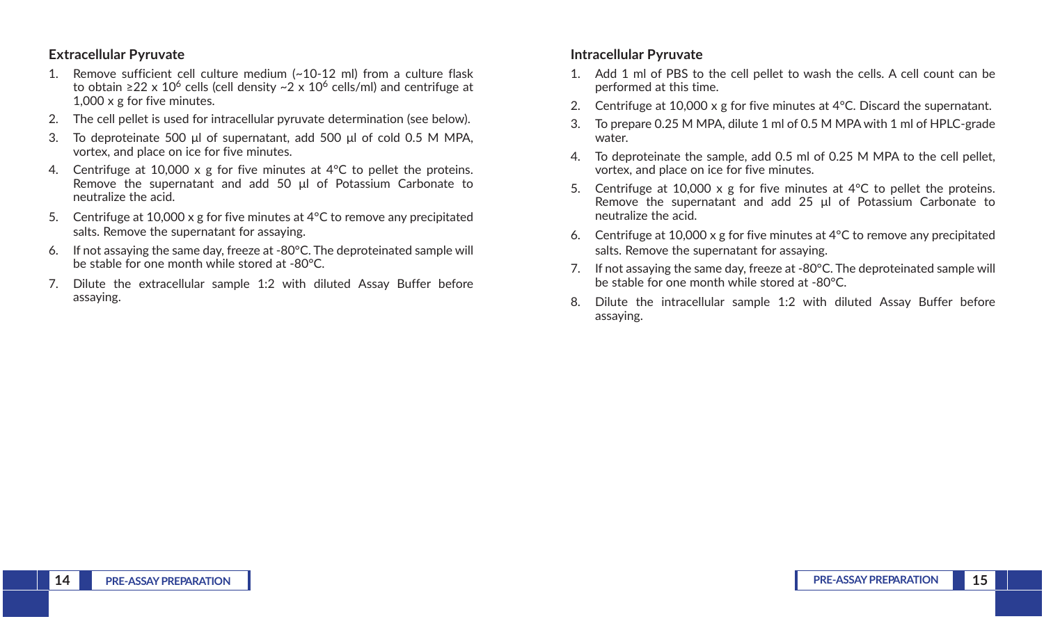### Extracellular Pyruvate

1. Remove sufficient cell culture medium (~10-12 ml) from a culture flask to obtain ≥22 x $10^6$ cells (cell density ~2 x $10^6$ cells/ml) and centrifuge at 1,000 x g for five minutes.
2. The cell pellet is used for intracellular pyruvate determination (see below).
3. To deproteinate 500 µl of supernatant, add 500 µl of cold 0.5 M MPA, vortex, and place on ice for five minutes.
4. Centrifuge at 10,000 x g for five minutes at 4°C to pellet the proteins. Remove the supernatant and add 50 µl of Potassium Carbonate to neutralize the acid.
5. Centrifuge at 10,000 x g for five minutes at 4°C to remove any precipitated salts. Remove the supernatant for assaying.
6. If not assaying the same day, freeze at -80°C. The deproteinated sample will be stable for one month while stored at -80°C.
7. Dilute the extracellular sample 1:2 with diluted Assay Buffer before assaying.

### Intracellular Pyruvate

1. Add 1 ml of PBS to the cell pellet to wash the cells. A cell count can be performed at this time.
2. Centrifuge at 10,000 x g for five minutes at 4°C. Discard the supernatant.
3. To prepare 0.25 M MPA, dilute 1 ml of 0.5 M MPA with 1 ml of HPLC-grade water.
4. To deproteinate the sample, add 0.5 ml of 0.25 M MPA to the cell pellet, vortex, and place on ice for five minutes.
5. Centrifuge at 10,000 x g for five minutes at 4°C to pellet the proteins. Remove the supernatant and add 25 µl of Potassium Carbonate to neutralize the acid.
6. Centrifuge at 10,000 x g for five minutes at 4°C to remove any precipitated salts. Remove the supernatant for assaying.
7. If not assaying the same day, freeze at -80°C. The deproteinated sample will be stable for one month while stored at -80°C.
8. Dilute the intracellular sample 1:2 with diluted Assay Buffer before assaying.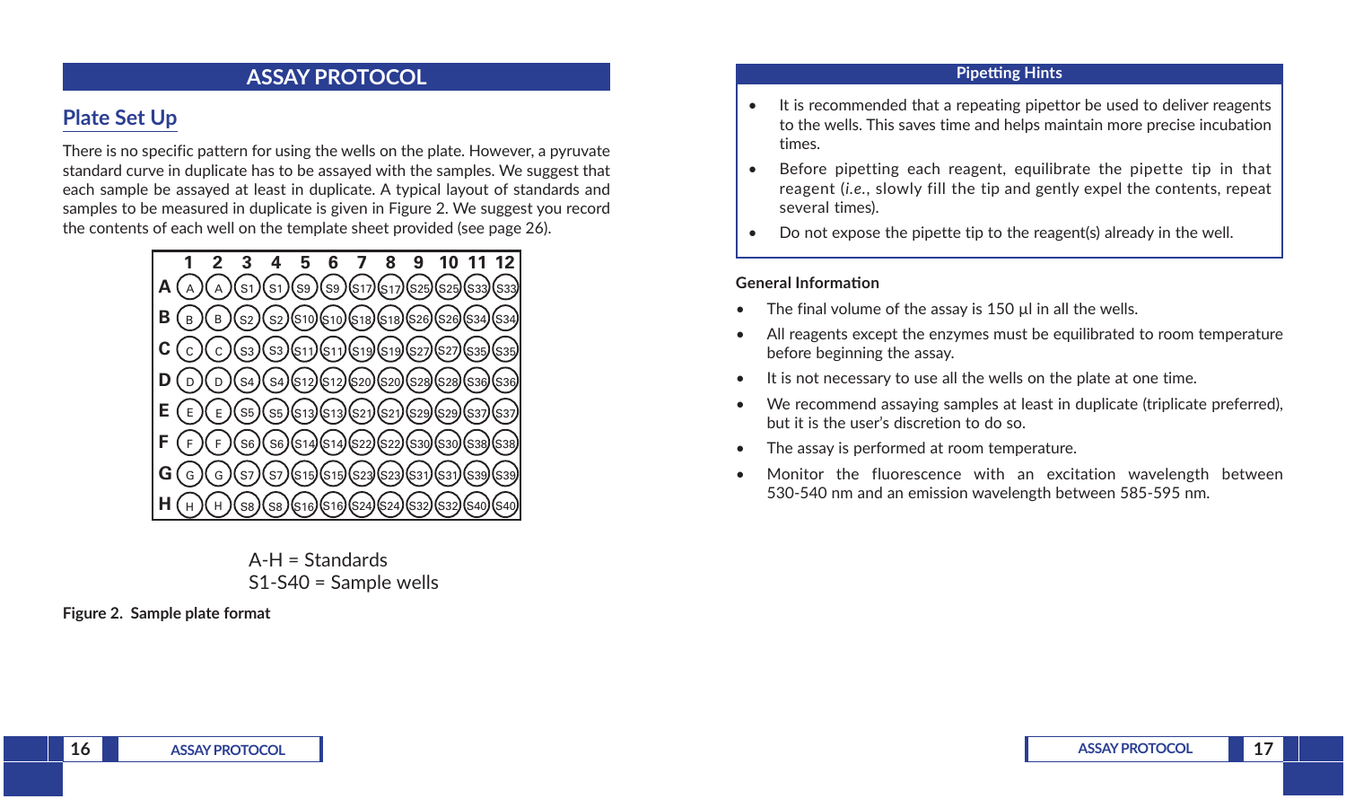# ASSAY PROTOCOL

## Plate Set Up

There is no specific pattern for using the wells on the plate. However, a pyruvate standard curve in duplicate has to be assayed with the samples. We suggest that each sample be assayed at least in duplicate. A typical layout of standards and samples to be measured in duplicate is given in Figure 2. We suggest you record the contents of each well on the template sheet provided (see page 26).

| | 1 | 2 | 3 | 4 | 5 | 6 | 7 | 8 | 9 | 10 | 11 | 12 |
|---|---|---|---|---|---|---|---|---|---|---|---|---|
| A | A | A | S1 | S1 | S9 | S9 | S17 | S17 | S25 | S25 | S33 | S33 |
| B | B | B | S2 | S2 | S10 | S10 | S18 | S18 | S26 | S26 | S34 | S34 |
| C | C | C | S3 | S3 | S11 | S11 | S19 | S19 | S27 | S27 | S35 | S35 |
| D | D | D | S4 | S4 | S12 | S12 | S20 | S20 | S28 | S28 | S36 | S36 |
| E | E | E | S5 | S5 | S13 | S13 | S21 | S21 | S29 | S29 | S37 | S37 |
| F | F | F | S6 | S6 | S14 | S14 | S22 | S22 | S30 | S30 | S38 | S38 |
| G | G | G | S7 | S7 | S15 | S15 | S23 | S23 | S31 | S31 | S39 | S39 |
| H | H | H | S8 | S8 | S16 | S16 | S24 | S24 | S32 | S32 | S40 | S40 |

A-H = Standards
S1-S40 = Sample wells

**Figure 2. Sample plate format**

### Pipetting Hints

- It is recommended that a repeating pipettor be used to deliver reagents to the wells. This saves time and helps maintain more precise incubation times.
- Before pipetting each reagent, equilibrate the pipette tip in that reagent (*i.e.*, slowly fill the tip and gently expel the contents, repeat several times).
- Do not expose the pipette tip to the reagent(s) already in the well.

### General Information

- The final volume of the assay is 150 µl in all the wells.
- All reagents except the enzymes must be equilibrated to room temperature before beginning the assay.
- It is not necessary to use all the wells on the plate at one time.
- We recommend assaying samples at least in duplicate (triplicate preferred), but it is the user's discretion to do so.
- The assay is performed at room temperature.
- Monitor the fluorescence with an excitation wavelength between 530-540 nm and an emission wavelength between 585-595 nm.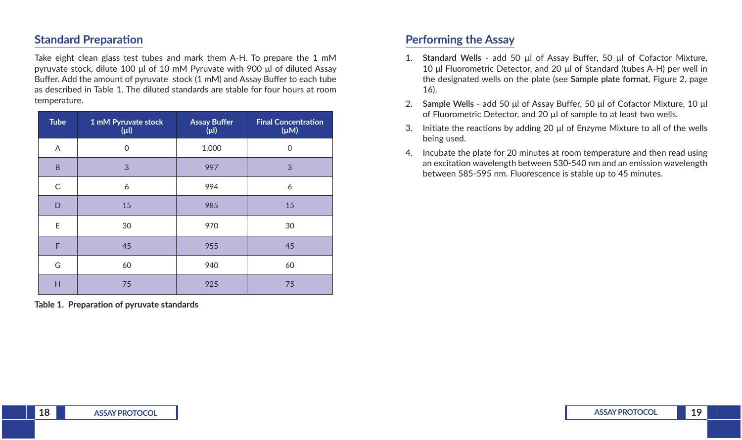## Standard Preparation

Take eight clean glass test tubes and mark them A-H. To prepare the 1 mM pyruvate stock, dilute 100 µl of 10 mM Pyruvate with 900 µl of diluted Assay Buffer. Add the amount of pyruvate stock (1 mM) and Assay Buffer to each tube as described in Table 1. The diluted standards are stable for four hours at room temperature.

| Tube | 1 mM Pyruvate stock (µl) | Assay Buffer (µl) | Final Concentration (µM) |
|---|---|---|---|
| A | 0 | 1,000 | 0 |
| B | 3 | 997 | 3 |
| C | 6 | 994 | 6 |
| D | 15 | 985 | 15 |
| E | 30 | 970 | 30 |
| F | 45 | 955 | 45 |
| G | 60 | 940 | 60 |
| H | 75 | 925 | 75 |

**Table 1. Preparation of pyruvate standards**

## Performing the Assay

1. **Standard Wells** - add 50 µl of Assay Buffer, 50 µl of Cofactor Mixture, 10 µl Fluorometric Detector, and 20 µl of Standard (tubes A-H) per well in the designated wells on the plate (see **Sample plate format**, Figure 2, page 16).
2. **Sample Wells** - add 50 µl of Assay Buffer, 50 µl of Cofactor Mixture, 10 µl of Fluorometric Detector, and 20 µl of sample to at least two wells.
3. Initiate the reactions by adding 20 µl of Enzyme Mixture to all of the wells being used.
4. Incubate the plate for 20 minutes at room temperature and then read using an excitation wavelength between 530-540 nm and an emission wavelength between 585-595 nm. Fluorescence is stable up to 45 minutes.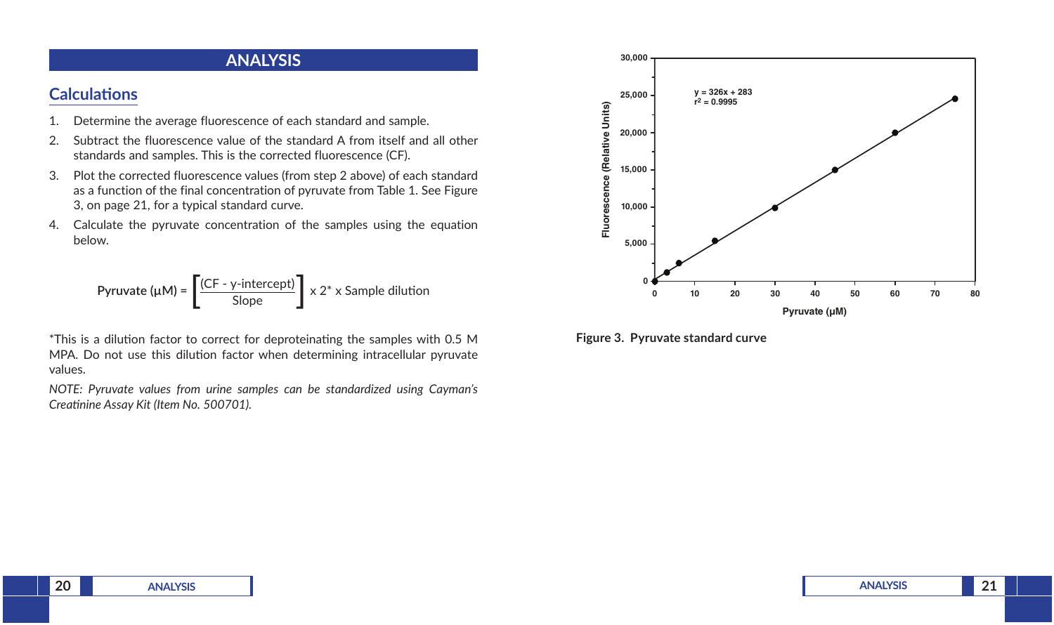# ANALYSIS

## Calculations

1. Determine the average fluorescence of each standard and sample.
2. Subtract the fluorescence value of the standard A from itself and all other standards and samples. This is the corrected fluorescence (CF).
3. Plot the corrected fluorescence values (from step 2 above) of each standard as a function of the final concentration of pyruvate from Table 1. See Figure 3, on page 21, for a typical standard curve.
4. Calculate the pyruvate concentration of the samples using the equation below.

$$\text{Pyruvate } (\mu\text{M}) = \left[\frac{(\text{CF - y-intercept})}{\text{Slope}}\right] \times 2^{*} \times \text{Sample dilution}$$

*This is a dilution factor to correct for deproteinating the samples with 0.5 M MPA. Do not use this dilution factor when determining intracellular pyruvate values.

*NOTE: Pyruvate values from urine samples can be standardized using Cayman's Creatinine Assay Kit (Item No. 500701).*

**Figure 3. Pyruvate standard curve**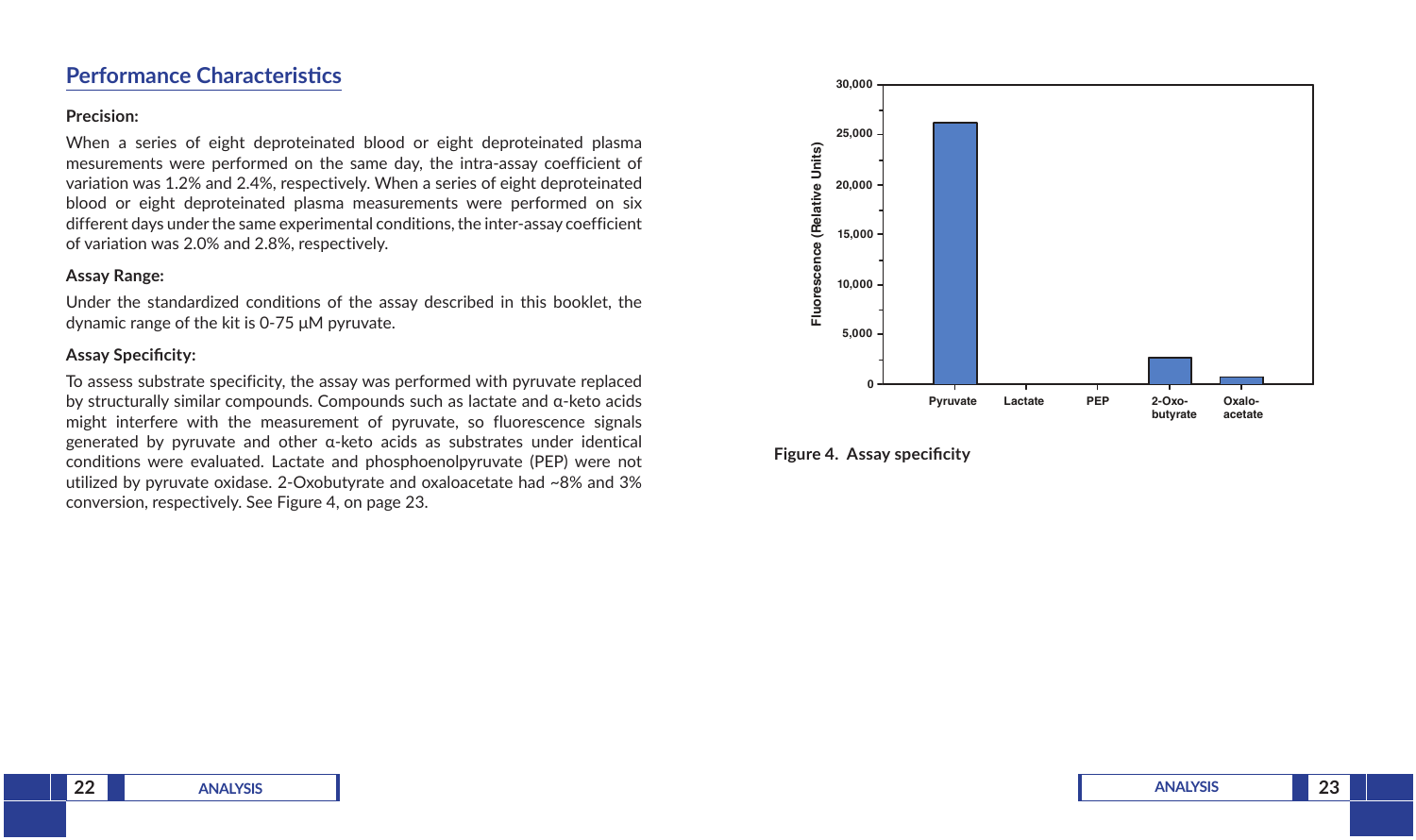## Performance Characteristics

**Precision:**

When a series of eight deproteinated blood or eight deproteinated plasma mesurements were performed on the same day, the intra-assay coefficient of variation was 1.2% and 2.4%, respectively. When a series of eight deproteinated blood or eight deproteinated plasma measurements were performed on six different days under the same experimental conditions, the inter-assay coefficient of variation was 2.0% and 2.8%, respectively.

**Assay Range:**

Under the standardized conditions of the assay described in this booklet, the dynamic range of the kit is 0-75 µM pyruvate.

**Assay Specificity:**

To assess substrate specificity, the assay was performed with pyruvate replaced by structurally similar compounds. Compounds such as lactate and α-keto acids might interfere with the measurement of pyruvate, so fluorescence signals generated by pyruvate and other α-keto acids as substrates under identical conditions were evaluated. Lactate and phosphoenolpyruvate (PEP) were not utilized by pyruvate oxidase. 2-Oxobutyrate and oxaloacetate had ~8% and 3% conversion, respectively. See Figure 4, on page 23.

Figure 4. Assay specificity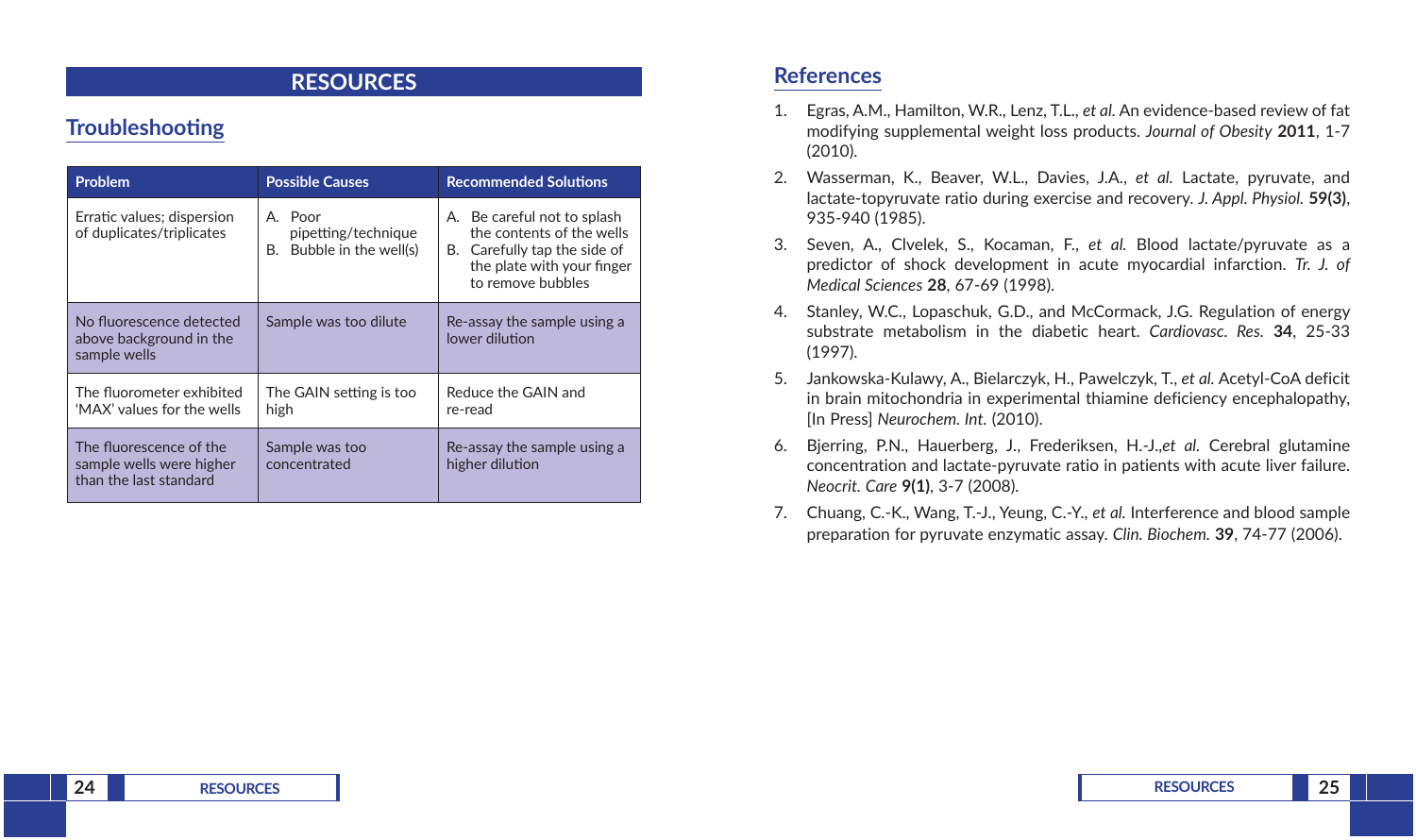# RESOURCES

## Troubleshooting

| Problem | Possible Causes | Recommended Solutions |
|---|---|---|
| Erratic values; dispersion of duplicates/triplicates | A. Poor pipetting/technique<br>B. Bubble in the well(s) | A. Be careful not to splash the contents of the wells<br>B. Carefully tap the side of the plate with your finger to remove bubbles |
| No fluorescence detected above background in the sample wells | Sample was too dilute | Re-assay the sample using a lower dilution |
| The fluorometer exhibited 'MAX' values for the wells | The GAIN setting is too high | Reduce the GAIN and re-read |
| The fluorescence of the sample wells were higher than the last standard | Sample was too concentrated | Re-assay the sample using a higher dilution |

## References

1. Egras, A.M., Hamilton, W.R., Lenz, T.L., *et al.* An evidence-based review of fat modifying supplemental weight loss products. *Journal of Obesity* **2011**, 1-7 (2010).
2. Wasserman, K., Beaver, W.L., Davies, J.A., *et al.* Lactate, pyruvate, and lactate-topyruvate ratio during exercise and recovery. *J. Appl. Physiol.* **59(3)**, 935-940 (1985).
3. Seven, A., Clvelek, S., Kocaman, F., *et al.* Blood lactate/pyruvate as a predictor of shock development in acute myocardial infarction. *Tr. J. of Medical Sciences* **28**, 67-69 (1998).
4. Stanley, W.C., Lopaschuk, G.D., and McCormack, J.G. Regulation of energy substrate metabolism in the diabetic heart. *Cardiovasc. Res.* **34**, 25-33 (1997).
5. Jankowska-Kulawy, A., Bielarczyk, H., Pawelczyk, T., *et al.* Acetyl-CoA deficit in brain mitochondria in experimental thiamine deficiency encephalopathy, [In Press] *Neurochem. Int.* (2010).
6. Bjerring, P.N., Hauerberg, J., Frederiksen, H.-J.,*et al.* Cerebral glutamine concentration and lactate-pyruvate ratio in patients with acute liver failure. *Neocrit. Care* **9(1)**, 3-7 (2008).
7. Chuang, C.-K., Wang, T.-J., Yeung, C.-Y., *et al.* Interference and blood sample preparation for pyruvate enzymatic assay. *Clin. Biochem.* **39**, 74-77 (2006).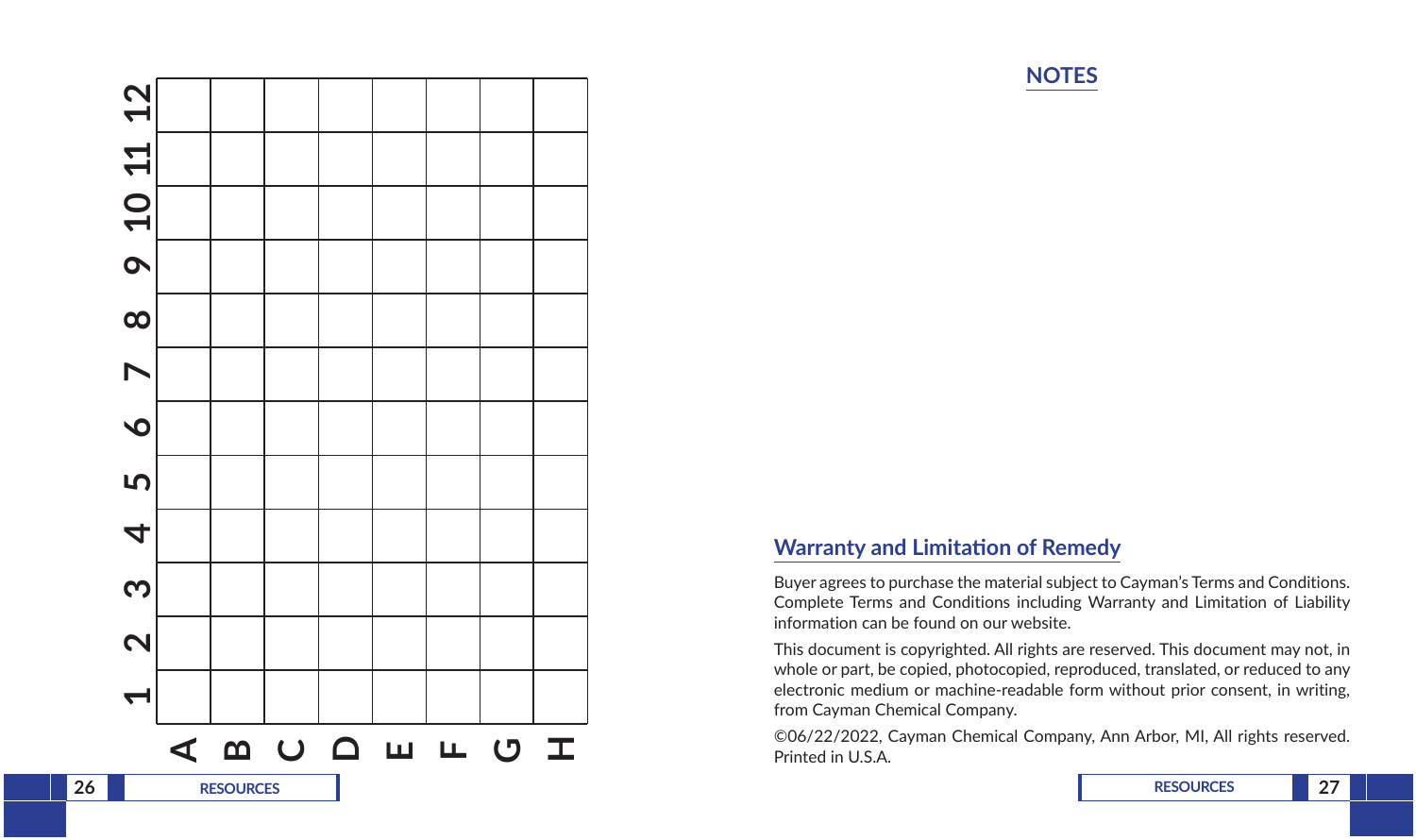| | 1 | 2 | 3 | 4 | 5 | 6 | 7 | 8 | 9 | 10 | 11 | 12 |
|---|---|---|---|---|---|---|---|---|---|---|---|---|
| A | | | | | | | | | | | | |
| B | | | | | | | | | | | | |
| C | | | | | | | | | | | | |
| D | | | | | | | | | | | | |
| E | | | | | | | | | | | | |
| F | | | | | | | | | | | | |
| G | | | | | | | | | | | | |
| H | | | | | | | | | | | | |

## NOTES

## Warranty and Limitation of Remedy

Buyer agrees to purchase the material subject to Cayman's Terms and Conditions. Complete Terms and Conditions including Warranty and Limitation of Liability information can be found on our website.

This document is copyrighted. All rights are reserved. This document may not, in whole or part, be copied, photocopied, reproduced, translated, or reduced to any electronic medium or machine-readable form without prior consent, in writing, from Cayman Chemical Company.

©06/22/2022, Cayman Chemical Company, Ann Arbor, MI, All rights reserved. Printed in U.S.A.